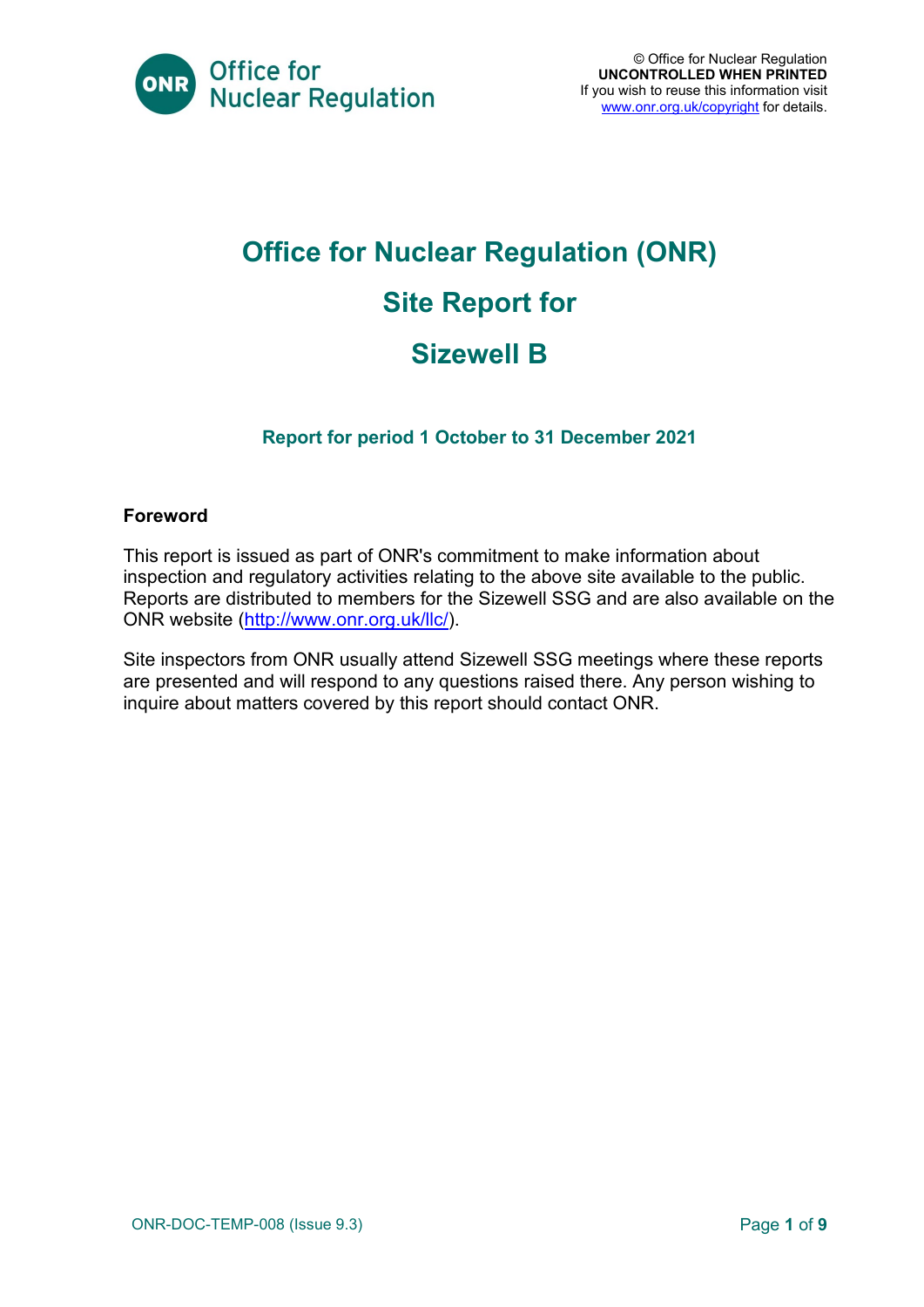© Office for Nuclear Regulation
**UNCONTROLLED WHEN PRINTED**
If you wish to reuse this information visit [www.onr.org.uk/copyright](www.onr.org.uk/copyright) for details.

# Office for Nuclear Regulation (ONR)

# Site Report for

# Sizewell B

### Report for period 1 October to 31 December 2021

**Foreword**

This report is issued as part of ONR's commitment to make information about inspection and regulatory activities relating to the above site available to the public. Reports are distributed to members for the Sizewell SSG and are also available on the ONR website ([http://www.onr.org.uk/llc/](http://www.onr.org.uk/llc/)).

Site inspectors from ONR usually attend Sizewell SSG meetings where these reports are presented and will respond to any questions raised there. Any person wishing to inquire about matters covered by this report should contact ONR.

ONR-DOC-TEMP-008 (Issue 9.3)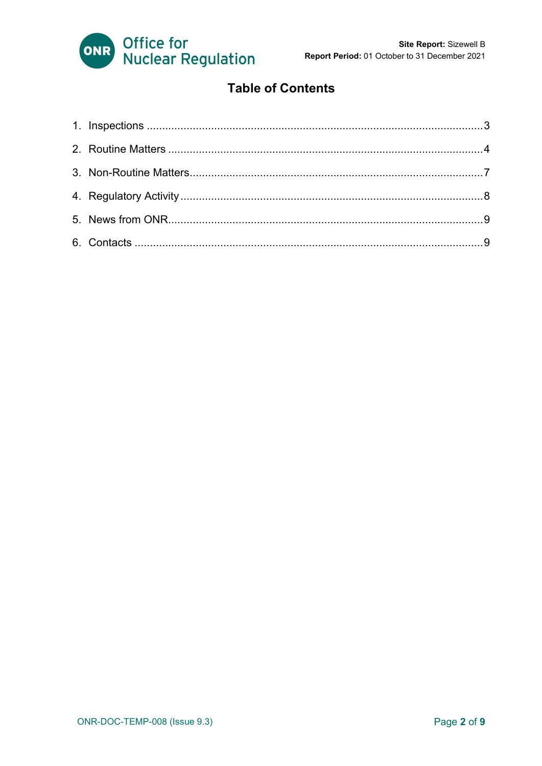# Table of Contents

1. Inspections ........................................................................................................... 3
2. Routine Matters ...................................................................................................... 4
3. Non-Routine Matters .............................................................................................. 7
4. Regulatory Activity ................................................................................................. 8
5. News from ONR ..................................................................................................... 9
6. Contacts ................................................................................................................. 9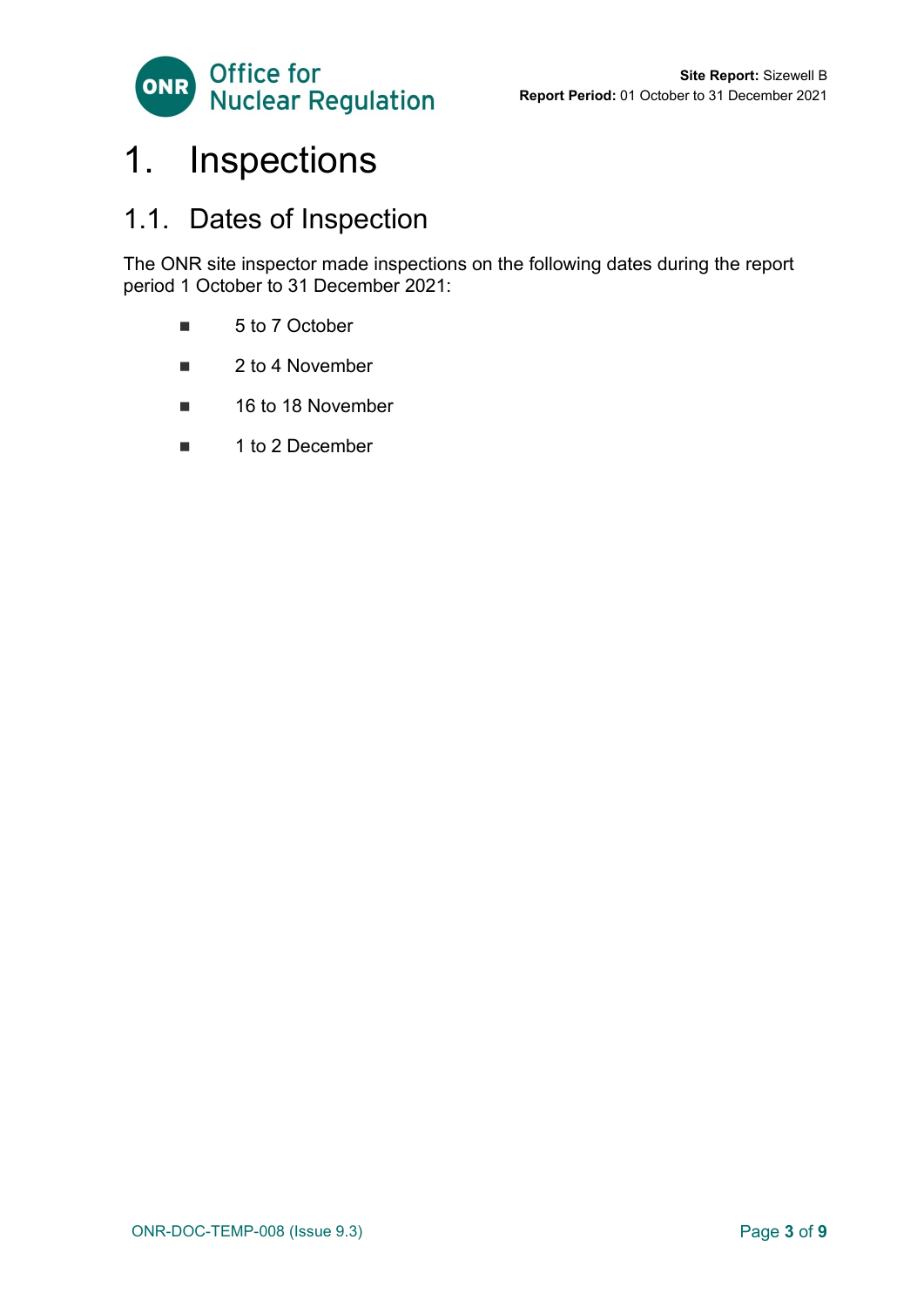# 1. Inspections

## 1.1. Dates of Inspection

The ONR site inspector made inspections on the following dates during the report period 1 October to 31 December 2021:

- 5 to 7 October
- 2 to 4 November
- 16 to 18 November
- 1 to 2 December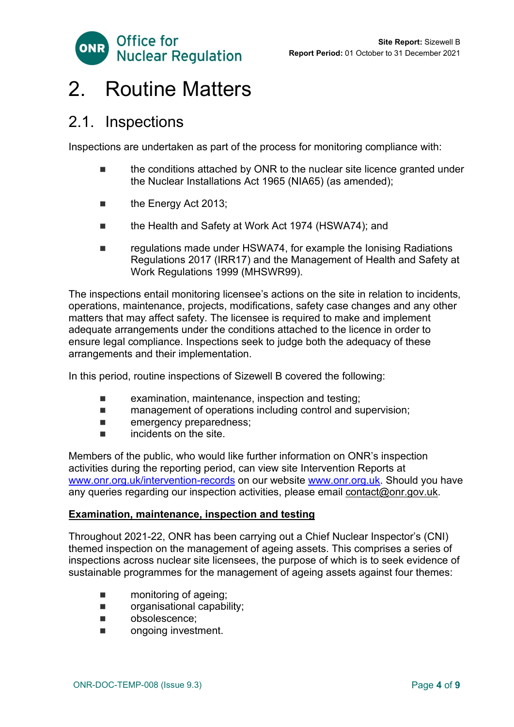# 2. Routine Matters

## 2.1. Inspections

Inspections are undertaken as part of the process for monitoring compliance with:

- the conditions attached by ONR to the nuclear site licence granted under the Nuclear Installations Act 1965 (NIA65) (as amended);
- the Energy Act 2013;
- the Health and Safety at Work Act 1974 (HSWA74); and
- regulations made under HSWA74, for example the Ionising Radiations Regulations 2017 (IRR17) and the Management of Health and Safety at Work Regulations 1999 (MHSWR99).

The inspections entail monitoring licensee's actions on the site in relation to incidents, operations, maintenance, projects, modifications, safety case changes and any other matters that may affect safety. The licensee is required to make and implement adequate arrangements under the conditions attached to the licence in order to ensure legal compliance. Inspections seek to judge both the adequacy of these arrangements and their implementation.

In this period, routine inspections of Sizewell B covered the following:

- examination, maintenance, inspection and testing;
- management of operations including control and supervision;
- emergency preparedness;
- incidents on the site.

Members of the public, who would like further information on ONR's inspection activities during the reporting period, can view site Intervention Reports at [www.onr.org.uk/intervention-records](www.onr.org.uk/intervention-records) on our website [www.onr.org.uk](www.onr.org.uk). Should you have any queries regarding our inspection activities, please email contact@onr.gov.uk.

**Examination, maintenance, inspection and testing**

Throughout 2021-22, ONR has been carrying out a Chief Nuclear Inspector's (CNI) themed inspection on the management of ageing assets. This comprises a series of inspections across nuclear site licensees, the purpose of which is to seek evidence of sustainable programmes for the management of ageing assets against four themes:

- monitoring of ageing;
- organisational capability;
- obsolescence;
- ongoing investment.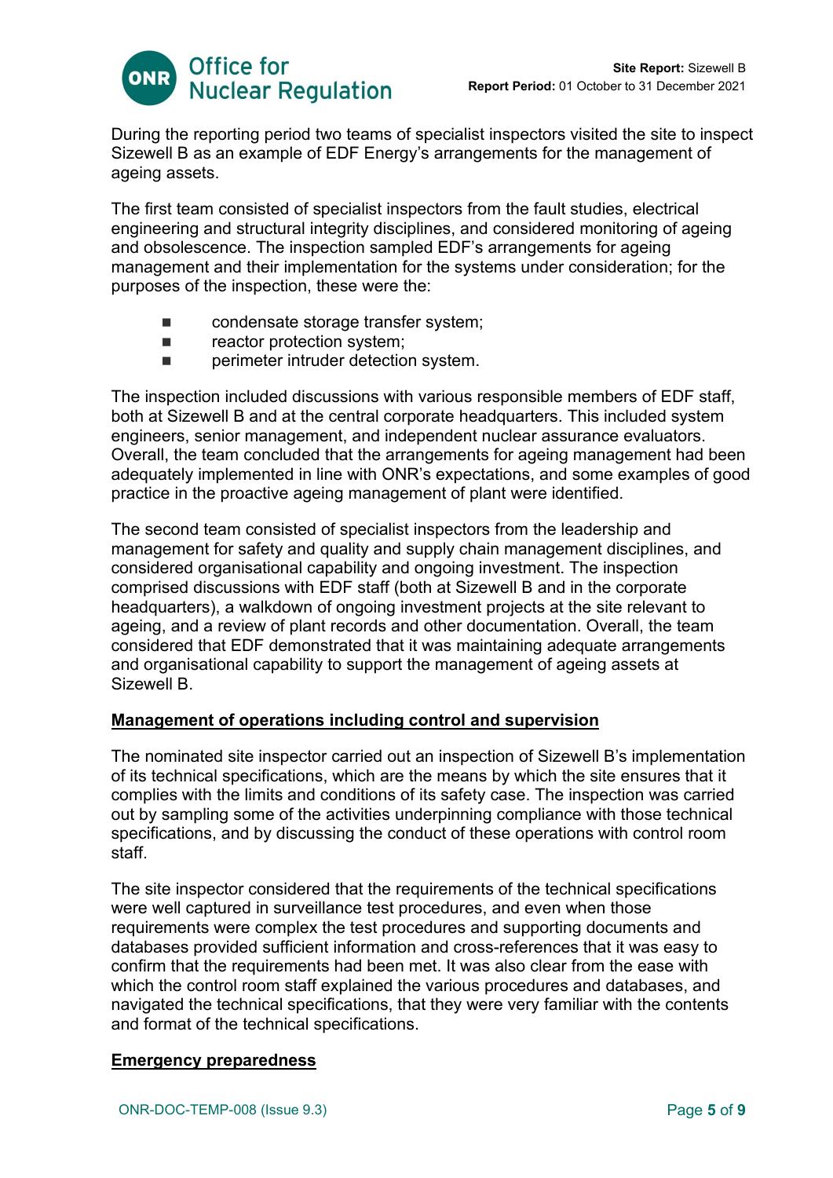During the reporting period two teams of specialist inspectors visited the site to inspect Sizewell B as an example of EDF Energy's arrangements for the management of ageing assets.

The first team consisted of specialist inspectors from the fault studies, electrical engineering and structural integrity disciplines, and considered monitoring of ageing and obsolescence. The inspection sampled EDF's arrangements for ageing management and their implementation for the systems under consideration; for the purposes of the inspection, these were the:

- condensate storage transfer system;
- reactor protection system;
- perimeter intruder detection system.

The inspection included discussions with various responsible members of EDF staff, both at Sizewell B and at the central corporate headquarters. This included system engineers, senior management, and independent nuclear assurance evaluators. Overall, the team concluded that the arrangements for ageing management had been adequately implemented in line with ONR's expectations, and some examples of good practice in the proactive ageing management of plant were identified.

The second team consisted of specialist inspectors from the leadership and management for safety and quality and supply chain management disciplines, and considered organisational capability and ongoing investment. The inspection comprised discussions with EDF staff (both at Sizewell B and in the corporate headquarters), a walkdown of ongoing investment projects at the site relevant to ageing, and a review of plant records and other documentation. Overall, the team considered that EDF demonstrated that it was maintaining adequate arrangements and organisational capability to support the management of ageing assets at Sizewell B.

## Management of operations including control and supervision

The nominated site inspector carried out an inspection of Sizewell B's implementation of its technical specifications, which are the means by which the site ensures that it complies with the limits and conditions of its safety case. The inspection was carried out by sampling some of the activities underpinning compliance with those technical specifications, and by discussing the conduct of these operations with control room staff.

The site inspector considered that the requirements of the technical specifications were well captured in surveillance test procedures, and even when those requirements were complex the test procedures and supporting documents and databases provided sufficient information and cross-references that it was easy to confirm that the requirements had been met. It was also clear from the ease with which the control room staff explained the various procedures and databases, and navigated the technical specifications, that they were very familiar with the contents and format of the technical specifications.

## Emergency preparedness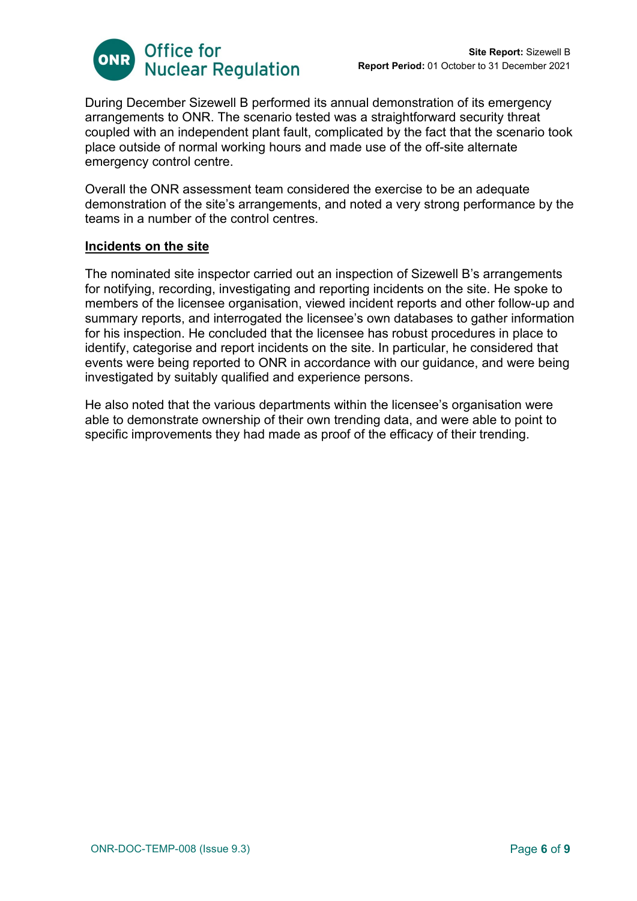During December Sizewell B performed its annual demonstration of its emergency arrangements to ONR. The scenario tested was a straightforward security threat coupled with an independent plant fault, complicated by the fact that the scenario took place outside of normal working hours and made use of the off-site alternate emergency control centre.

Overall the ONR assessment team considered the exercise to be an adequate demonstration of the site's arrangements, and noted a very strong performance by the teams in a number of the control centres.

**Incidents on the site**

The nominated site inspector carried out an inspection of Sizewell B's arrangements for notifying, recording, investigating and reporting incidents on the site. He spoke to members of the licensee organisation, viewed incident reports and other follow-up and summary reports, and interrogated the licensee's own databases to gather information for his inspection. He concluded that the licensee has robust procedures in place to identify, categorise and report incidents on the site. In particular, he considered that events were being reported to ONR in accordance with our guidance, and were being investigated by suitably qualified and experience persons.

He also noted that the various departments within the licensee's organisation were able to demonstrate ownership of their own trending data, and were able to point to specific improvements they had made as proof of the efficacy of their trending.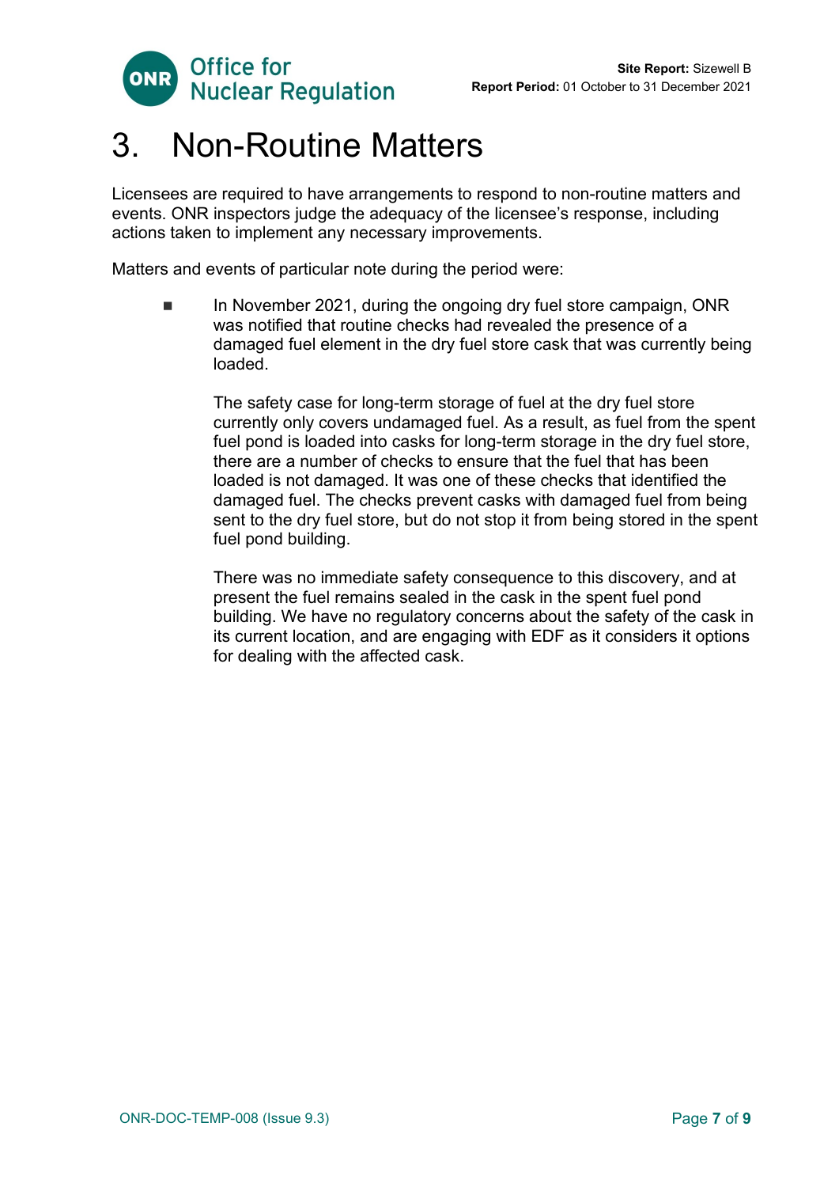# 3. Non-Routine Matters

Licensees are required to have arrangements to respond to non-routine matters and events. ONR inspectors judge the adequacy of the licensee's response, including actions taken to implement any necessary improvements.

Matters and events of particular note during the period were:

- In November 2021, during the ongoing dry fuel store campaign, ONR was notified that routine checks had revealed the presence of a damaged fuel element in the dry fuel store cask that was currently being loaded.

  The safety case for long-term storage of fuel at the dry fuel store currently only covers undamaged fuel. As a result, as fuel from the spent fuel pond is loaded into casks for long-term storage in the dry fuel store, there are a number of checks to ensure that the fuel that has been loaded is not damaged. It was one of these checks that identified the damaged fuel. The checks prevent casks with damaged fuel from being sent to the dry fuel store, but do not stop it from being stored in the spent fuel pond building.

  There was no immediate safety consequence to this discovery, and at present the fuel remains sealed in the cask in the spent fuel pond building. We have no regulatory concerns about the safety of the cask in its current location, and are engaging with EDF as it considers it options for dealing with the affected cask.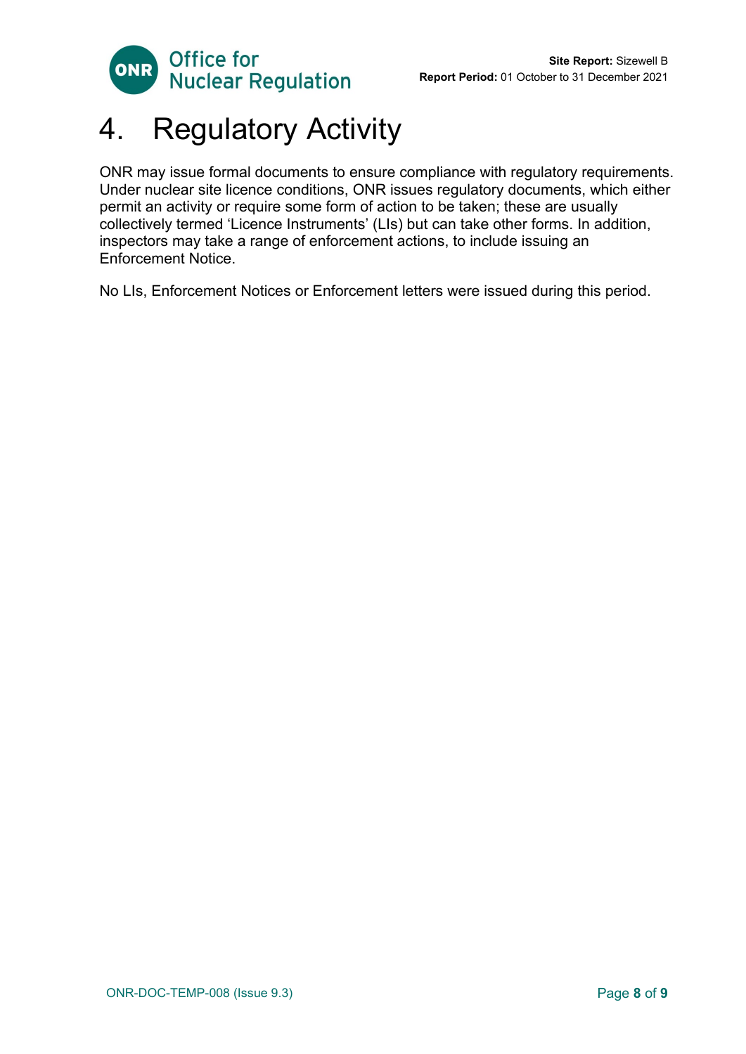# 4. Regulatory Activity

ONR may issue formal documents to ensure compliance with regulatory requirements. Under nuclear site licence conditions, ONR issues regulatory documents, which either permit an activity or require some form of action to be taken; these are usually collectively termed 'Licence Instruments' (LIs) but can take other forms. In addition, inspectors may take a range of enforcement actions, to include issuing an Enforcement Notice.

No LIs, Enforcement Notices or Enforcement letters were issued during this period.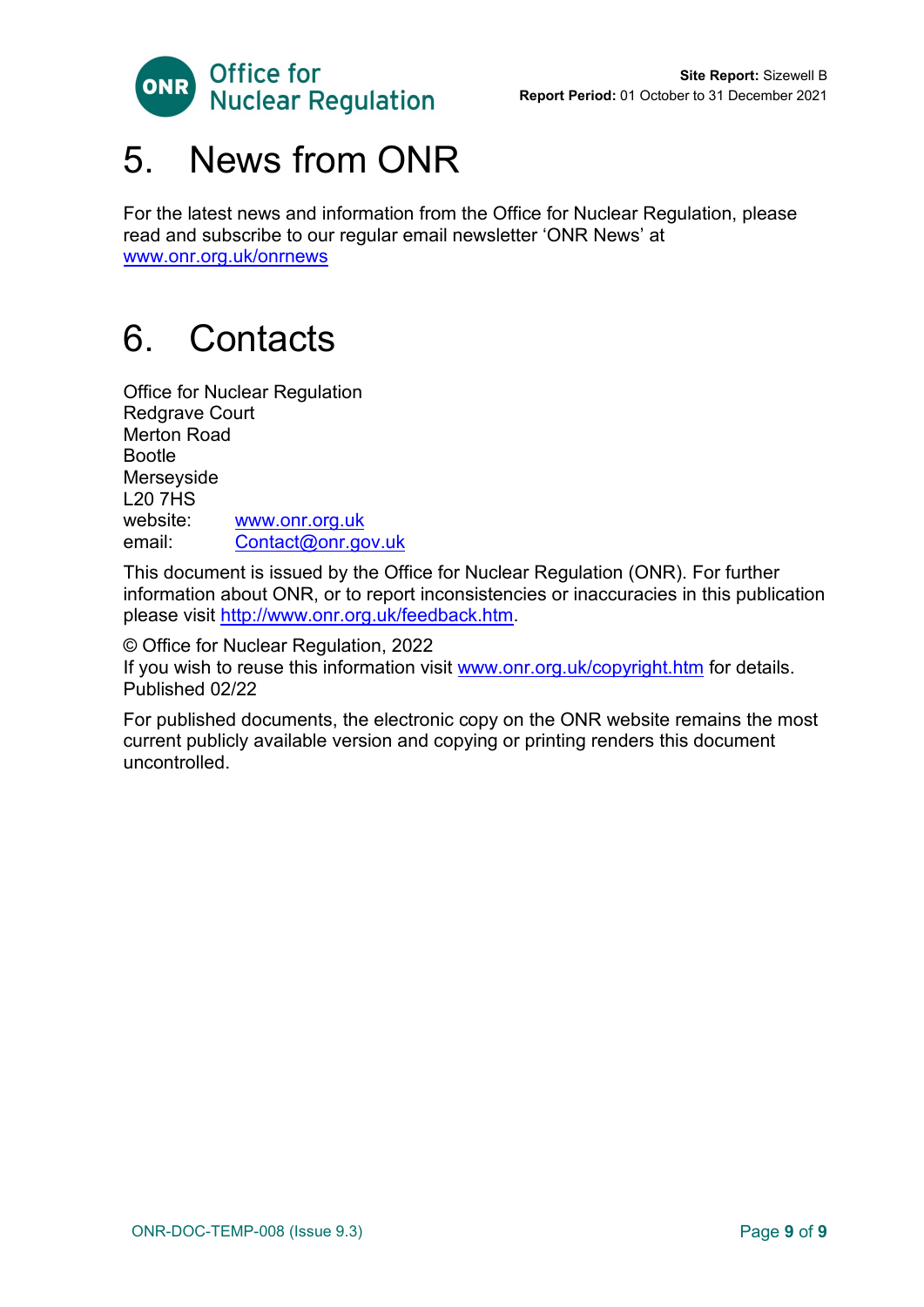# 5. News from ONR

For the latest news and information from the Office for Nuclear Regulation, please read and subscribe to our regular email newsletter 'ONR News' at www.onr.org.uk/onrnews

# 6. Contacts

Office for Nuclear Regulation
Redgrave Court
Merton Road
Bootle
Merseyside
L20 7HS
website: www.onr.org.uk
email: Contact@onr.gov.uk

This document is issued by the Office for Nuclear Regulation (ONR). For further information about ONR, or to report inconsistencies or inaccuracies in this publication please visit http://www.onr.org.uk/feedback.htm.

© Office for Nuclear Regulation, 2022
If you wish to reuse this information visit www.onr.org.uk/copyright.htm for details.
Published 02/22

For published documents, the electronic copy on the ONR website remains the most current publicly available version and copying or printing renders this document uncontrolled.